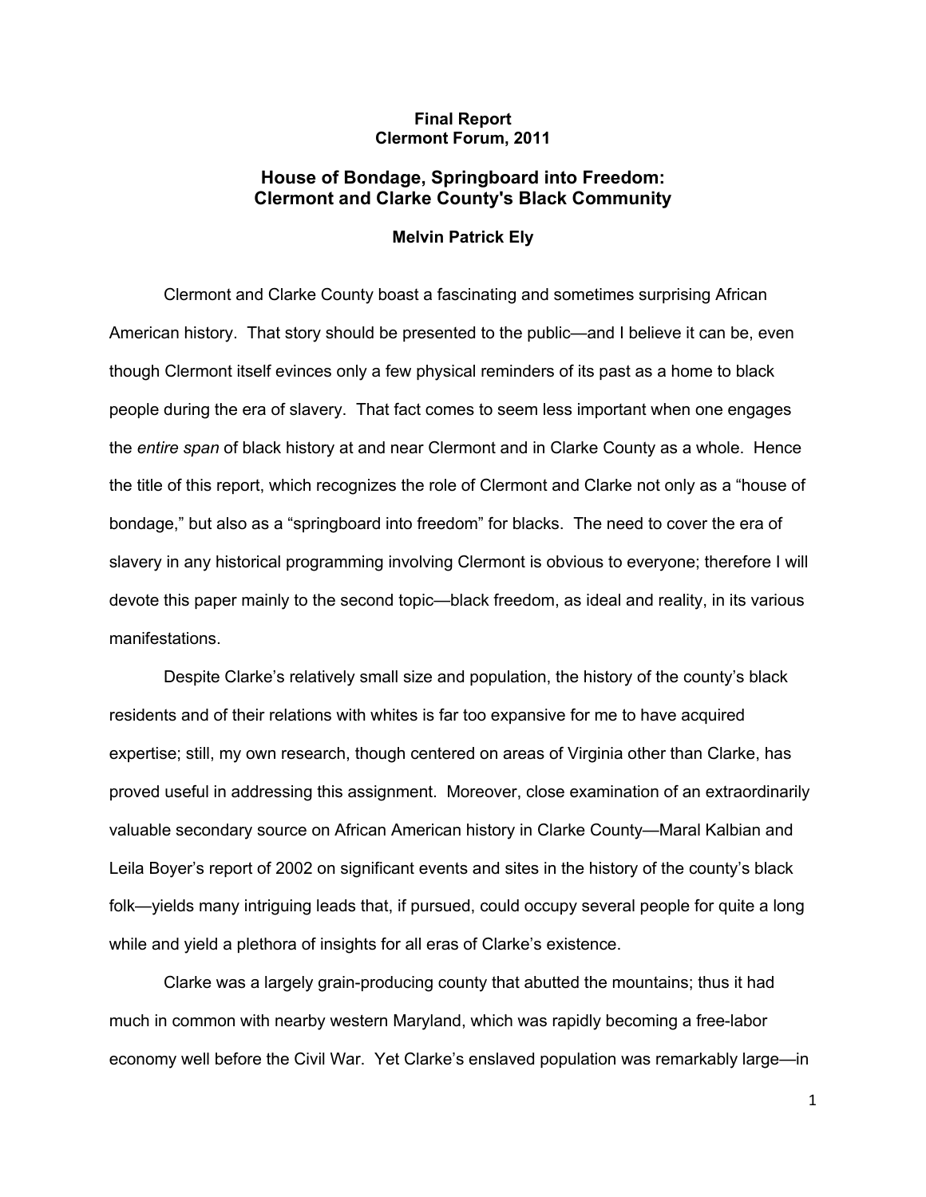**Final Report**
**Clermont Forum, 2011**

# House of Bondage, Springboard into Freedom: Clermont and Clarke County's Black Community

**Melvin Patrick Ely**

Clermont and Clarke County boast a fascinating and sometimes surprising African American history. That story should be presented to the public—and I believe it can be, even though Clermont itself evinces only a few physical reminders of its past as a home to black people during the era of slavery. That fact comes to seem less important when one engages the *entire span* of black history at and near Clermont and in Clarke County as a whole. Hence the title of this report, which recognizes the role of Clermont and Clarke not only as a "house of bondage," but also as a "springboard into freedom" for blacks. The need to cover the era of slavery in any historical programming involving Clermont is obvious to everyone; therefore I will devote this paper mainly to the second topic—black freedom, as ideal and reality, in its various manifestations.

Despite Clarke's relatively small size and population, the history of the county's black residents and of their relations with whites is far too expansive for me to have acquired expertise; still, my own research, though centered on areas of Virginia other than Clarke, has proved useful in addressing this assignment. Moreover, close examination of an extraordinarily valuable secondary source on African American history in Clarke County—Maral Kalbian and Leila Boyer's report of 2002 on significant events and sites in the history of the county's black folk—yields many intriguing leads that, if pursued, could occupy several people for quite a long while and yield a plethora of insights for all eras of Clarke's existence.

Clarke was a largely grain-producing county that abutted the mountains; thus it had much in common with nearby western Maryland, which was rapidly becoming a free-labor economy well before the Civil War. Yet Clarke's enslaved population was remarkably large—in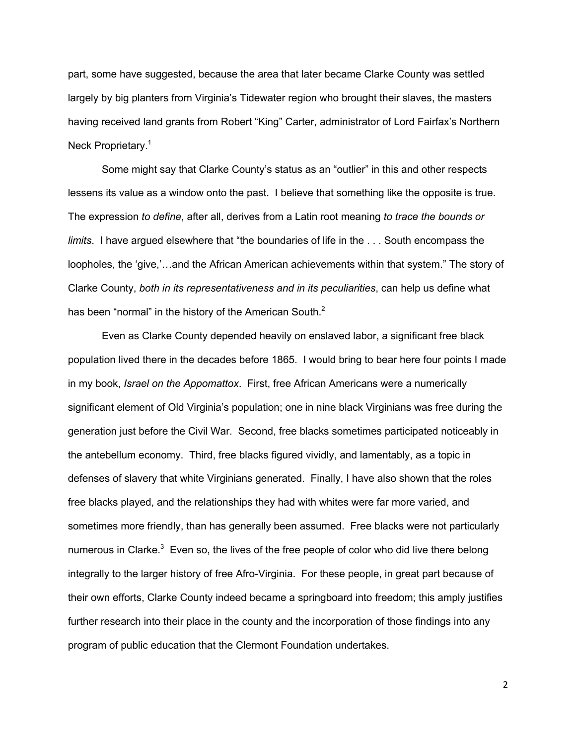part, some have suggested, because the area that later became Clarke County was settled largely by big planters from Virginia's Tidewater region who brought their slaves, the masters having received land grants from Robert "King" Carter, administrator of Lord Fairfax's Northern Neck Proprietary.[1]

Some might say that Clarke County's status as an "outlier" in this and other respects lessens its value as a window onto the past. I believe that something like the opposite is true. The expression *to define*, after all, derives from a Latin root meaning *to trace the bounds or limits*. I have argued elsewhere that "the boundaries of life in the . . . South encompass the loopholes, the 'give,'…and the African American achievements within that system." The story of Clarke County, *both in its representativeness and in its peculiarities*, can help us define what has been "normal" in the history of the American South.[2]

Even as Clarke County depended heavily on enslaved labor, a significant free black population lived there in the decades before 1865. I would bring to bear here four points I made in my book, *Israel on the Appomattox*. First, free African Americans were a numerically significant element of Old Virginia's population; one in nine black Virginians was free during the generation just before the Civil War. Second, free blacks sometimes participated noticeably in the antebellum economy. Third, free blacks figured vividly, and lamentably, as a topic in defenses of slavery that white Virginians generated. Finally, I have also shown that the roles free blacks played, and the relationships they had with whites were far more varied, and sometimes more friendly, than has generally been assumed. Free blacks were not particularly numerous in Clarke.[3] Even so, the lives of the free people of color who did live there belong integrally to the larger history of free Afro-Virginia. For these people, in great part because of their own efforts, Clarke County indeed became a springboard into freedom; this amply justifies further research into their place in the county and the incorporation of those findings into any program of public education that the Clermont Foundation undertakes.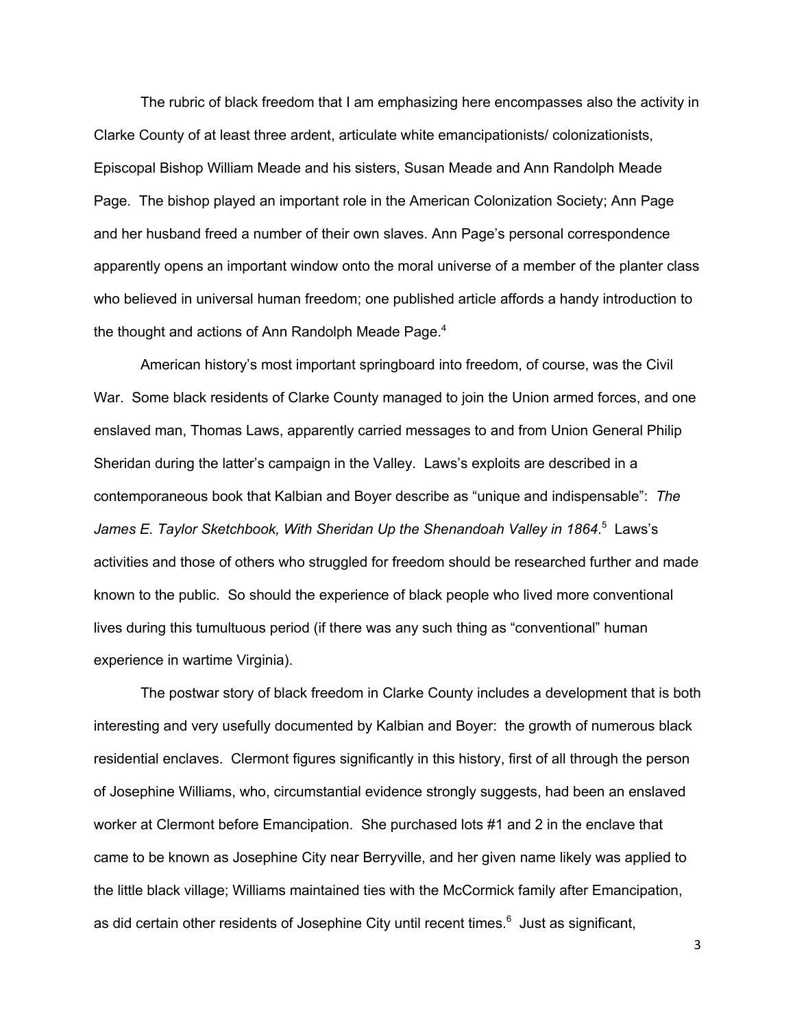The rubric of black freedom that I am emphasizing here encompasses also the activity in Clarke County of at least three ardent, articulate white emancipationists/ colonizationists, Episcopal Bishop William Meade and his sisters, Susan Meade and Ann Randolph Meade Page. The bishop played an important role in the American Colonization Society; Ann Page and her husband freed a number of their own slaves. Ann Page's personal correspondence apparently opens an important window onto the moral universe of a member of the planter class who believed in universal human freedom; one published article affords a handy introduction to the thought and actions of Ann Randolph Meade Page.[4]

American history's most important springboard into freedom, of course, was the Civil War. Some black residents of Clarke County managed to join the Union armed forces, and one enslaved man, Thomas Laws, apparently carried messages to and from Union General Philip Sheridan during the latter's campaign in the Valley. Laws's exploits are described in a contemporaneous book that Kalbian and Boyer describe as "unique and indispensable": *The James E. Taylor Sketchbook, With Sheridan Up the Shenandoah Valley in 1864*.[5] Laws's activities and those of others who struggled for freedom should be researched further and made known to the public. So should the experience of black people who lived more conventional lives during this tumultuous period (if there was any such thing as "conventional" human experience in wartime Virginia).

The postwar story of black freedom in Clarke County includes a development that is both interesting and very usefully documented by Kalbian and Boyer: the growth of numerous black residential enclaves. Clermont figures significantly in this history, first of all through the person of Josephine Williams, who, circumstantial evidence strongly suggests, had been an enslaved worker at Clermont before Emancipation. She purchased lots #1 and 2 in the enclave that came to be known as Josephine City near Berryville, and her given name likely was applied to the little black village; Williams maintained ties with the McCormick family after Emancipation, as did certain other residents of Josephine City until recent times.[6] Just as significant,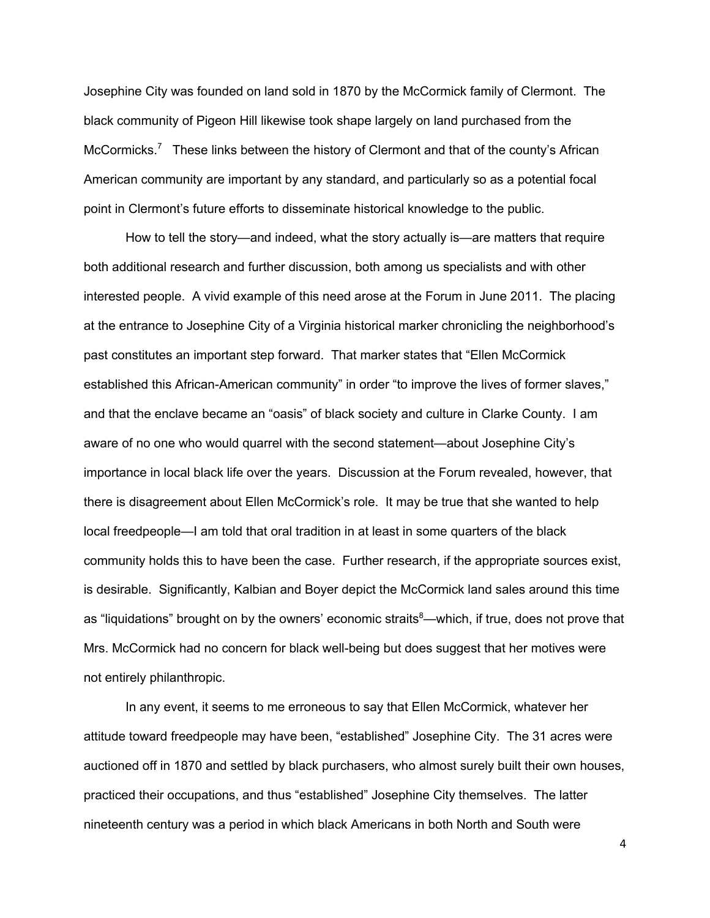Josephine City was founded on land sold in 1870 by the McCormick family of Clermont. The black community of Pigeon Hill likewise took shape largely on land purchased from the McCormicks.[7] These links between the history of Clermont and that of the county's African American community are important by any standard, and particularly so as a potential focal point in Clermont's future efforts to disseminate historical knowledge to the public.

How to tell the story—and indeed, what the story actually is—are matters that require both additional research and further discussion, both among us specialists and with other interested people. A vivid example of this need arose at the Forum in June 2011. The placing at the entrance to Josephine City of a Virginia historical marker chronicling the neighborhood's past constitutes an important step forward. That marker states that "Ellen McCormick established this African-American community" in order "to improve the lives of former slaves," and that the enclave became an "oasis" of black society and culture in Clarke County. I am aware of no one who would quarrel with the second statement—about Josephine City's importance in local black life over the years. Discussion at the Forum revealed, however, that there is disagreement about Ellen McCormick's role. It may be true that she wanted to help local freedpeople—I am told that oral tradition in at least in some quarters of the black community holds this to have been the case. Further research, if the appropriate sources exist, is desirable. Significantly, Kalbian and Boyer depict the McCormick land sales around this time as "liquidations" brought on by the owners' economic straits[8]—which, if true, does not prove that Mrs. McCormick had no concern for black well-being but does suggest that her motives were not entirely philanthropic.

In any event, it seems to me erroneous to say that Ellen McCormick, whatever her attitude toward freedpeople may have been, "established" Josephine City. The 31 acres were auctioned off in 1870 and settled by black purchasers, who almost surely built their own houses, practiced their occupations, and thus "established" Josephine City themselves. The latter nineteenth century was a period in which black Americans in both North and South were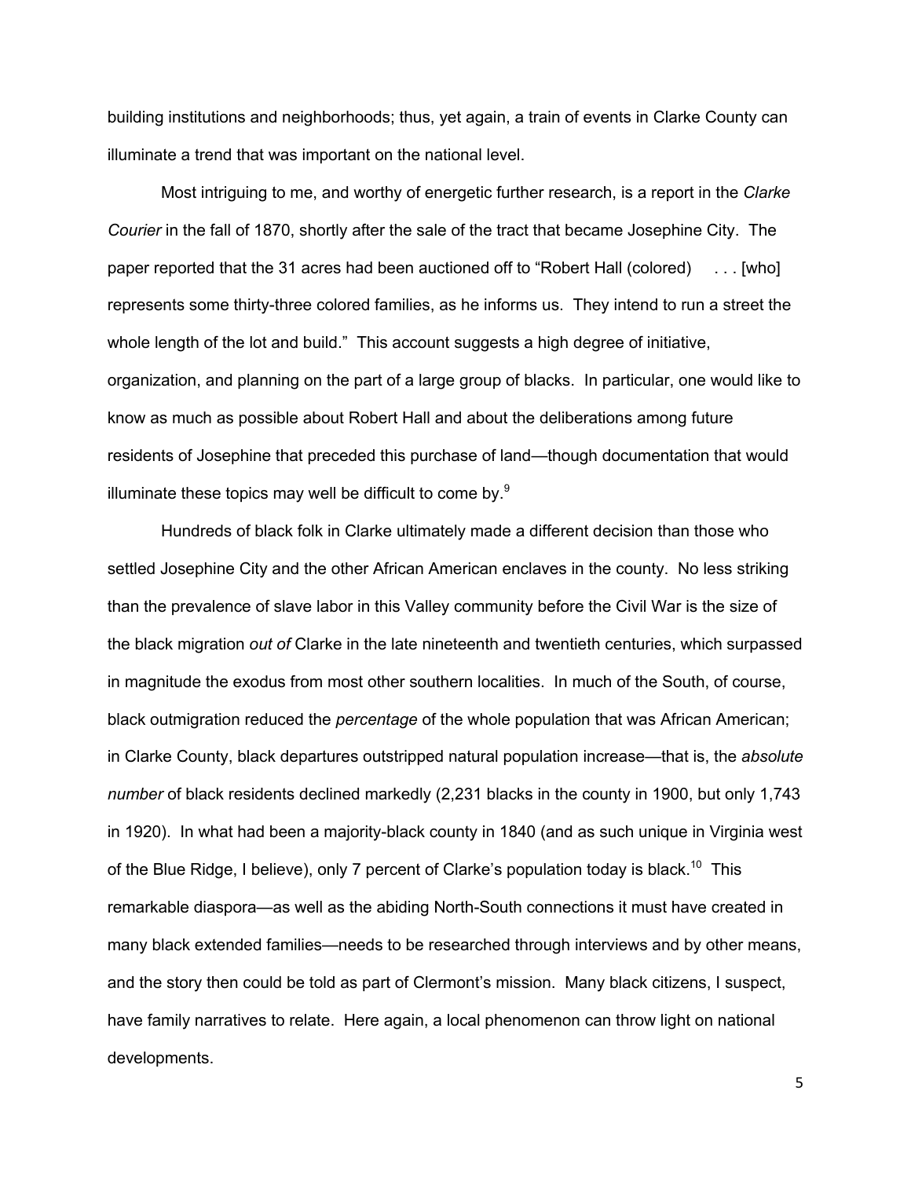building institutions and neighborhoods; thus, yet again, a train of events in Clarke County can illuminate a trend that was important on the national level.

Most intriguing to me, and worthy of energetic further research, is a report in the *Clarke Courier* in the fall of 1870, shortly after the sale of the tract that became Josephine City. The paper reported that the 31 acres had been auctioned off to "Robert Hall (colored) . . . [who] represents some thirty-three colored families, as he informs us. They intend to run a street the whole length of the lot and build." This account suggests a high degree of initiative, organization, and planning on the part of a large group of blacks. In particular, one would like to know as much as possible about Robert Hall and about the deliberations among future residents of Josephine that preceded this purchase of land—though documentation that would illuminate these topics may well be difficult to come by.[9]

Hundreds of black folk in Clarke ultimately made a different decision than those who settled Josephine City and the other African American enclaves in the county. No less striking than the prevalence of slave labor in this Valley community before the Civil War is the size of the black migration *out of* Clarke in the late nineteenth and twentieth centuries, which surpassed in magnitude the exodus from most other southern localities. In much of the South, of course, black outmigration reduced the *percentage* of the whole population that was African American; in Clarke County, black departures outstripped natural population increase—that is, the *absolute number* of black residents declined markedly (2,231 blacks in the county in 1900, but only 1,743 in 1920). In what had been a majority-black county in 1840 (and as such unique in Virginia west of the Blue Ridge, I believe), only 7 percent of Clarke's population today is black.[10] This remarkable diaspora—as well as the abiding North-South connections it must have created in many black extended families—needs to be researched through interviews and by other means, and the story then could be told as part of Clermont's mission. Many black citizens, I suspect, have family narratives to relate. Here again, a local phenomenon can throw light on national developments.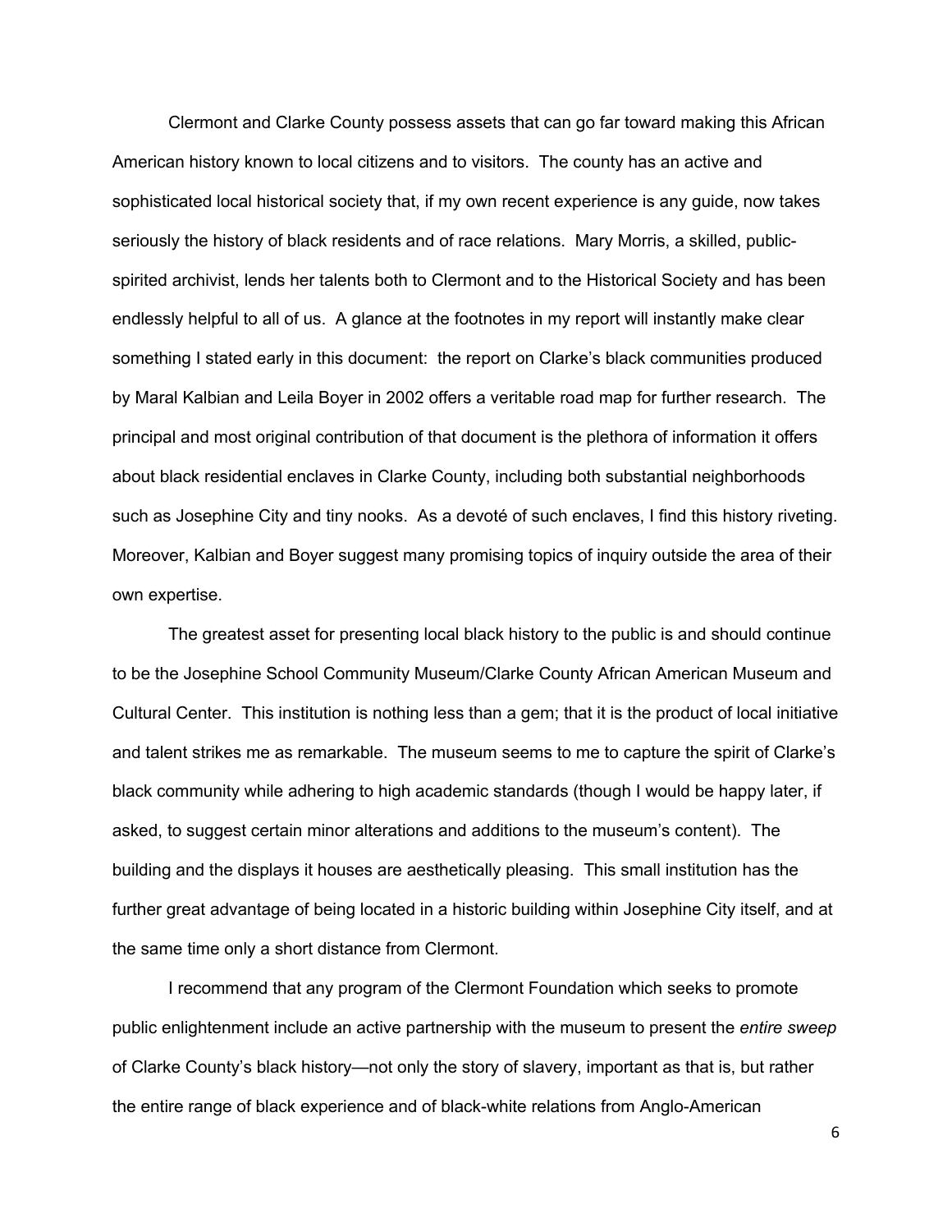Clermont and Clarke County possess assets that can go far toward making this African American history known to local citizens and to visitors. The county has an active and sophisticated local historical society that, if my own recent experience is any guide, now takes seriously the history of black residents and of race relations. Mary Morris, a skilled, public-spirited archivist, lends her talents both to Clermont and to the Historical Society and has been endlessly helpful to all of us. A glance at the footnotes in my report will instantly make clear something I stated early in this document: the report on Clarke's black communities produced by Maral Kalbian and Leila Boyer in 2002 offers a veritable road map for further research. The principal and most original contribution of that document is the plethora of information it offers about black residential enclaves in Clarke County, including both substantial neighborhoods such as Josephine City and tiny nooks. As a devoté of such enclaves, I find this history riveting. Moreover, Kalbian and Boyer suggest many promising topics of inquiry outside the area of their own expertise.

The greatest asset for presenting local black history to the public is and should continue to be the Josephine School Community Museum/Clarke County African American Museum and Cultural Center. This institution is nothing less than a gem; that it is the product of local initiative and talent strikes me as remarkable. The museum seems to me to capture the spirit of Clarke's black community while adhering to high academic standards (though I would be happy later, if asked, to suggest certain minor alterations and additions to the museum's content). The building and the displays it houses are aesthetically pleasing. This small institution has the further great advantage of being located in a historic building within Josephine City itself, and at the same time only a short distance from Clermont.

I recommend that any program of the Clermont Foundation which seeks to promote public enlightenment include an active partnership with the museum to present the *entire sweep* of Clarke County's black history—not only the story of slavery, important as that is, but rather the entire range of black experience and of black-white relations from Anglo-American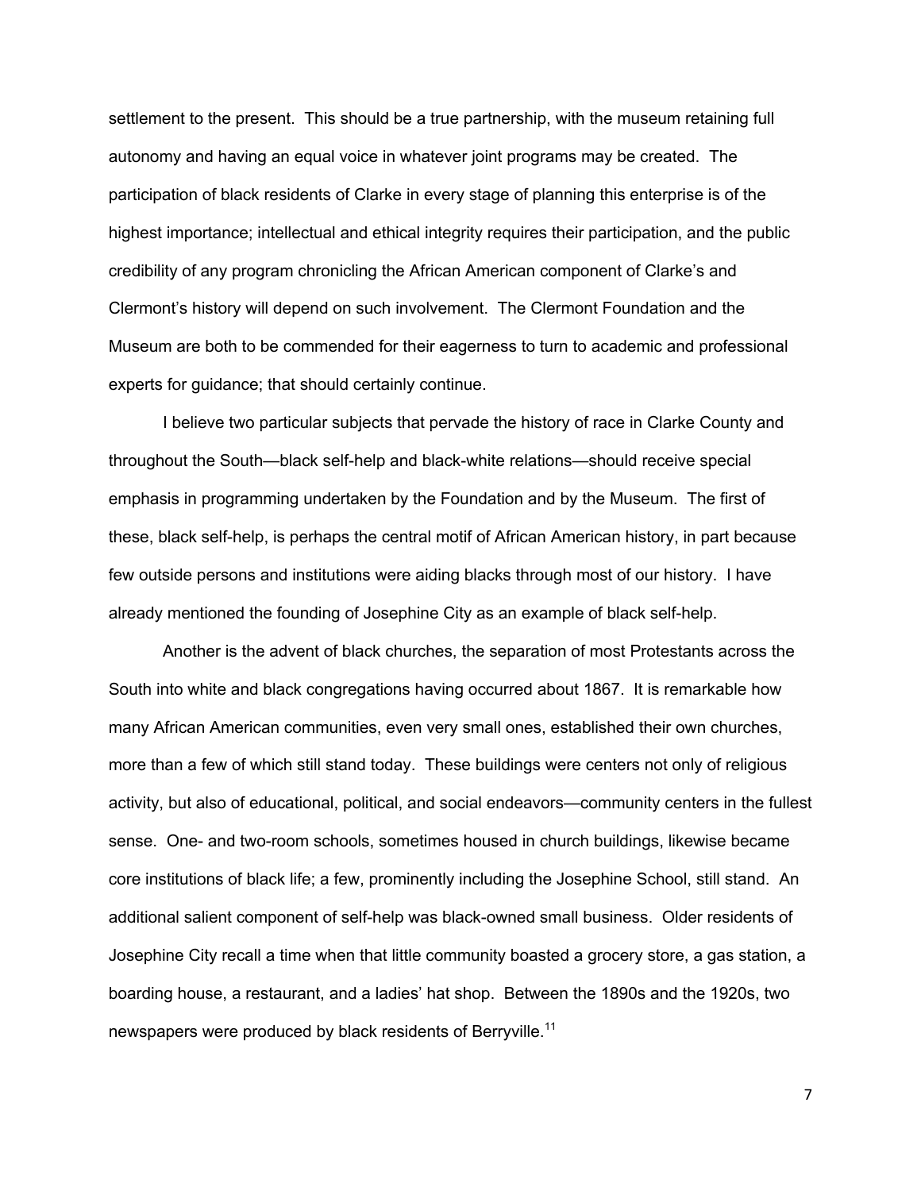settlement to the present. This should be a true partnership, with the museum retaining full autonomy and having an equal voice in whatever joint programs may be created. The participation of black residents of Clarke in every stage of planning this enterprise is of the highest importance; intellectual and ethical integrity requires their participation, and the public credibility of any program chronicling the African American component of Clarke's and Clermont's history will depend on such involvement. The Clermont Foundation and the Museum are both to be commended for their eagerness to turn to academic and professional experts for guidance; that should certainly continue.

I believe two particular subjects that pervade the history of race in Clarke County and throughout the South—black self-help and black-white relations—should receive special emphasis in programming undertaken by the Foundation and by the Museum. The first of these, black self-help, is perhaps the central motif of African American history, in part because few outside persons and institutions were aiding blacks through most of our history. I have already mentioned the founding of Josephine City as an example of black self-help.

Another is the advent of black churches, the separation of most Protestants across the South into white and black congregations having occurred about 1867. It is remarkable how many African American communities, even very small ones, established their own churches, more than a few of which still stand today. These buildings were centers not only of religious activity, but also of educational, political, and social endeavors—community centers in the fullest sense. One- and two-room schools, sometimes housed in church buildings, likewise became core institutions of black life; a few, prominently including the Josephine School, still stand. An additional salient component of self-help was black-owned small business. Older residents of Josephine City recall a time when that little community boasted a grocery store, a gas station, a boarding house, a restaurant, and a ladies' hat shop. Between the 1890s and the 1920s, two newspapers were produced by black residents of Berryville.[11]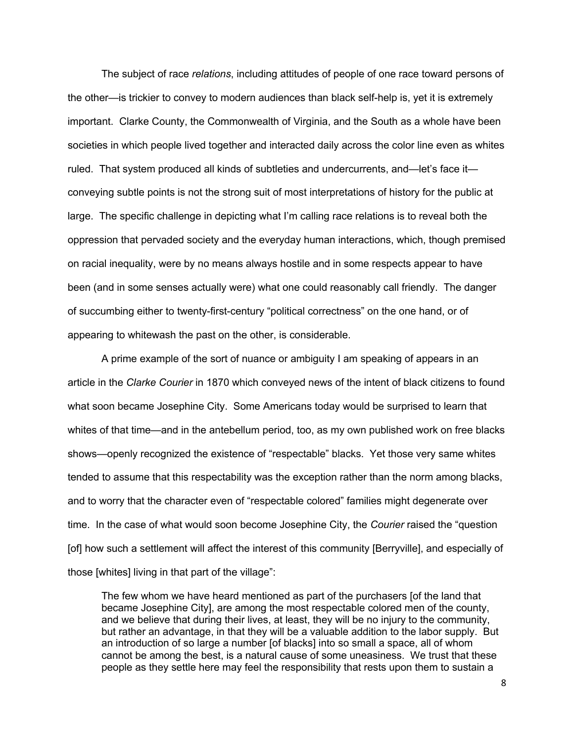The subject of race *relations*, including attitudes of people of one race toward persons of the other—is trickier to convey to modern audiences than black self-help is, yet it is extremely important. Clarke County, the Commonwealth of Virginia, and the South as a whole have been societies in which people lived together and interacted daily across the color line even as whites ruled. That system produced all kinds of subtleties and undercurrents, and—let's face it—conveying subtle points is not the strong suit of most interpretations of history for the public at large. The specific challenge in depicting what I'm calling race relations is to reveal both the oppression that pervaded society and the everyday human interactions, which, though premised on racial inequality, were by no means always hostile and in some respects appear to have been (and in some senses actually were) what one could reasonably call friendly. The danger of succumbing either to twenty-first-century "political correctness" on the one hand, or of appearing to whitewash the past on the other, is considerable.

A prime example of the sort of nuance or ambiguity I am speaking of appears in an article in the *Clarke Courier* in 1870 which conveyed news of the intent of black citizens to found what soon became Josephine City. Some Americans today would be surprised to learn that whites of that time—and in the antebellum period, too, as my own published work on free blacks shows—openly recognized the existence of "respectable" blacks. Yet those very same whites tended to assume that this respectability was the exception rather than the norm among blacks, and to worry that the character even of "respectable colored" families might degenerate over time. In the case of what would soon become Josephine City, the *Courier* raised the "question [of] how such a settlement will affect the interest of this community [Berryville], and especially of those [whites] living in that part of the village":

> The few whom we have heard mentioned as part of the purchasers [of the land that became Josephine City], are among the most respectable colored men of the county, and we believe that during their lives, at least, they will be no injury to the community, but rather an advantage, in that they will be a valuable addition to the labor supply. But an introduction of so large a number [of blacks] into so small a space, all of whom cannot be among the best, is a natural cause of some uneasiness. We trust that these people as they settle here may feel the responsibility that rests upon them to sustain a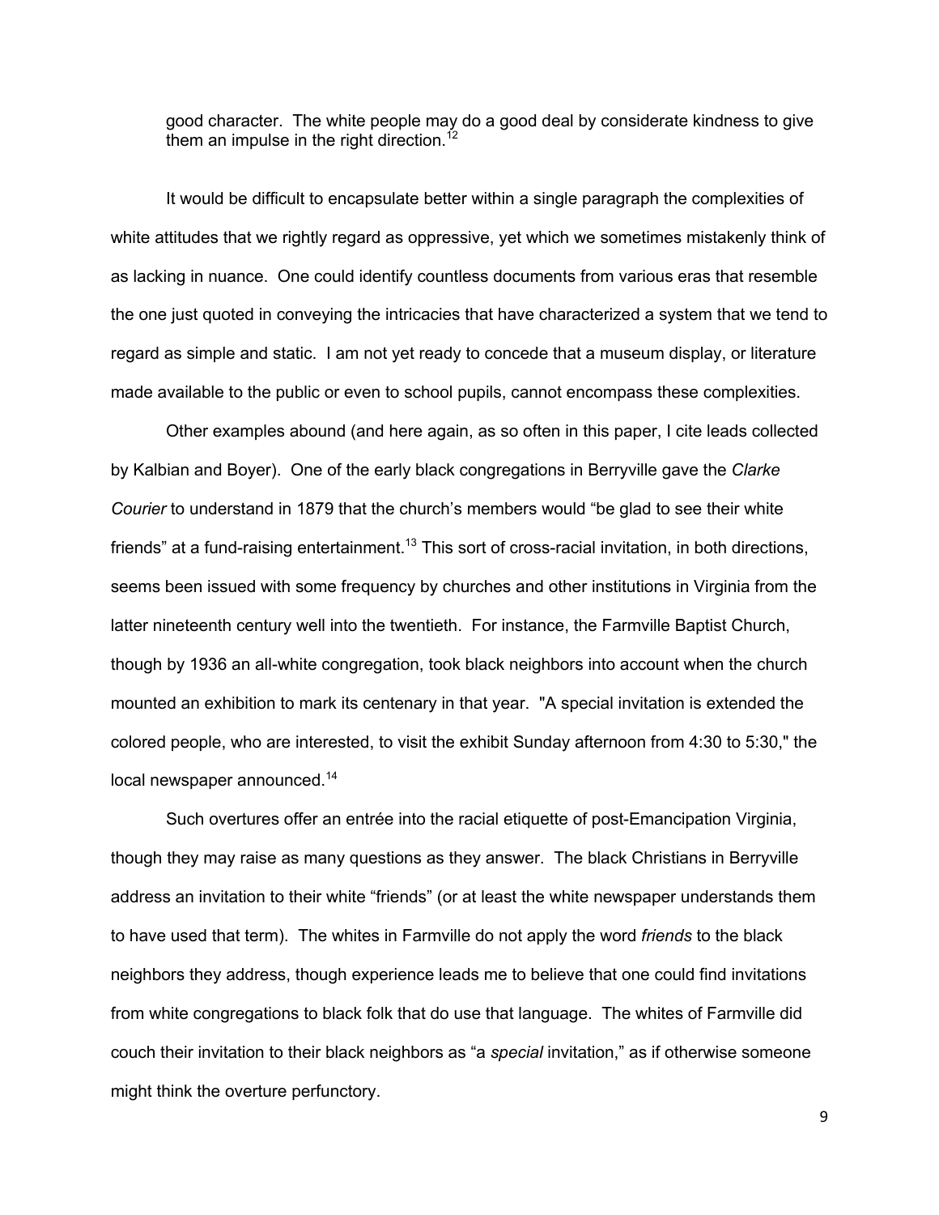> good character. The white people may do a good deal by considerate kindness to give them an impulse in the right direction.[12]

It would be difficult to encapsulate better within a single paragraph the complexities of white attitudes that we rightly regard as oppressive, yet which we sometimes mistakenly think of as lacking in nuance. One could identify countless documents from various eras that resemble the one just quoted in conveying the intricacies that have characterized a system that we tend to regard as simple and static. I am not yet ready to concede that a museum display, or literature made available to the public or even to school pupils, cannot encompass these complexities.

Other examples abound (and here again, as so often in this paper, I cite leads collected by Kalbian and Boyer). One of the early black congregations in Berryville gave the *Clarke Courier* to understand in 1879 that the church's members would "be glad to see their white friends" at a fund-raising entertainment.[13] This sort of cross-racial invitation, in both directions, seems been issued with some frequency by churches and other institutions in Virginia from the latter nineteenth century well into the twentieth. For instance, the Farmville Baptist Church, though by 1936 an all-white congregation, took black neighbors into account when the church mounted an exhibition to mark its centenary in that year. "A special invitation is extended the colored people, who are interested, to visit the exhibit Sunday afternoon from 4:30 to 5:30," the local newspaper announced.[14]

Such overtures offer an entrée into the racial etiquette of post-Emancipation Virginia, though they may raise as many questions as they answer. The black Christians in Berryville address an invitation to their white "friends" (or at least the white newspaper understands them to have used that term). The whites in Farmville do not apply the word *friends* to the black neighbors they address, though experience leads me to believe that one could find invitations from white congregations to black folk that do use that language. The whites of Farmville did couch their invitation to their black neighbors as "a *special* invitation," as if otherwise someone might think the overture perfunctory.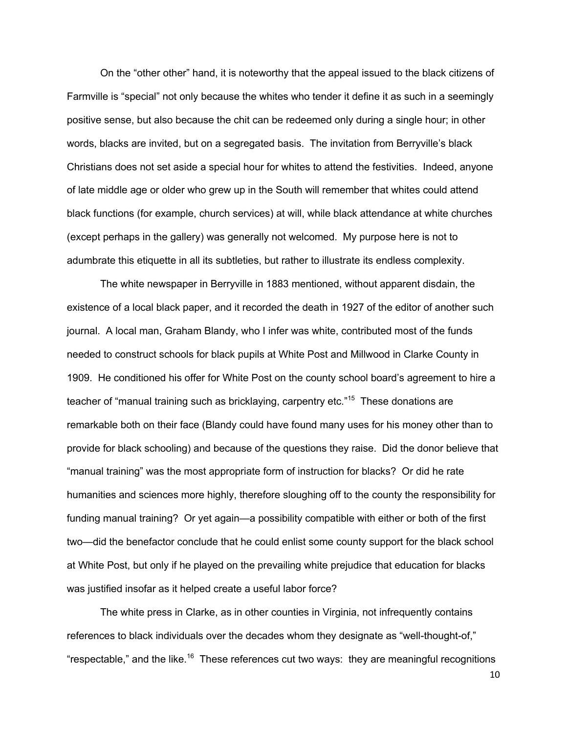On the "other other" hand, it is noteworthy that the appeal issued to the black citizens of Farmville is "special" not only because the whites who tender it define it as such in a seemingly positive sense, but also because the chit can be redeemed only during a single hour; in other words, blacks are invited, but on a segregated basis. The invitation from Berryville's black Christians does not set aside a special hour for whites to attend the festivities. Indeed, anyone of late middle age or older who grew up in the South will remember that whites could attend black functions (for example, church services) at will, while black attendance at white churches (except perhaps in the gallery) was generally not welcomed. My purpose here is not to adumbrate this etiquette in all its subtleties, but rather to illustrate its endless complexity.

The white newspaper in Berryville in 1883 mentioned, without apparent disdain, the existence of a local black paper, and it recorded the death in 1927 of the editor of another such journal. A local man, Graham Blandy, who I infer was white, contributed most of the funds needed to construct schools for black pupils at White Post and Millwood in Clarke County in 1909. He conditioned his offer for White Post on the county school board's agreement to hire a teacher of "manual training such as bricklaying, carpentry etc."[15] These donations are remarkable both on their face (Blandy could have found many uses for his money other than to provide for black schooling) and because of the questions they raise. Did the donor believe that "manual training" was the most appropriate form of instruction for blacks? Or did he rate humanities and sciences more highly, therefore sloughing off to the county the responsibility for funding manual training? Or yet again—a possibility compatible with either or both of the first two—did the benefactor conclude that he could enlist some county support for the black school at White Post, but only if he played on the prevailing white prejudice that education for blacks was justified insofar as it helped create a useful labor force?

The white press in Clarke, as in other counties in Virginia, not infrequently contains references to black individuals over the decades whom they designate as "well-thought-of," "respectable," and the like.[16] These references cut two ways: they are meaningful recognitions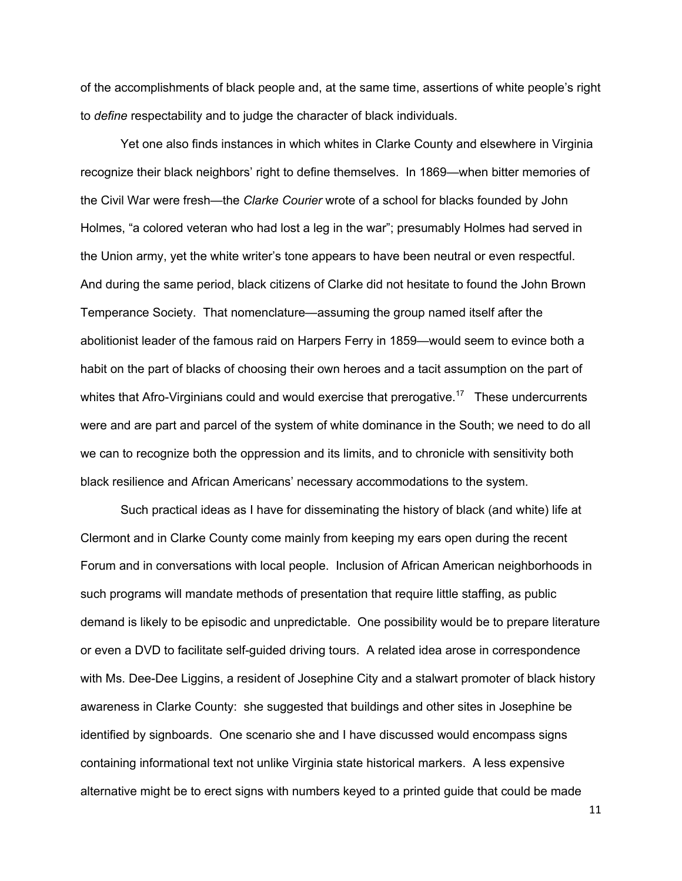of the accomplishments of black people and, at the same time, assertions of white people's right to *define* respectability and to judge the character of black individuals.

Yet one also finds instances in which whites in Clarke County and elsewhere in Virginia recognize their black neighbors' right to define themselves. In 1869—when bitter memories of the Civil War were fresh—the *Clarke Courier* wrote of a school for blacks founded by John Holmes, "a colored veteran who had lost a leg in the war"; presumably Holmes had served in the Union army, yet the white writer's tone appears to have been neutral or even respectful. And during the same period, black citizens of Clarke did not hesitate to found the John Brown Temperance Society. That nomenclature—assuming the group named itself after the abolitionist leader of the famous raid on Harpers Ferry in 1859—would seem to evince both a habit on the part of blacks of choosing their own heroes and a tacit assumption on the part of whites that Afro-Virginians could and would exercise that prerogative.[17] These undercurrents were and are part and parcel of the system of white dominance in the South; we need to do all we can to recognize both the oppression and its limits, and to chronicle with sensitivity both black resilience and African Americans' necessary accommodations to the system.

Such practical ideas as I have for disseminating the history of black (and white) life at Clermont and in Clarke County come mainly from keeping my ears open during the recent Forum and in conversations with local people. Inclusion of African American neighborhoods in such programs will mandate methods of presentation that require little staffing, as public demand is likely to be episodic and unpredictable. One possibility would be to prepare literature or even a DVD to facilitate self-guided driving tours. A related idea arose in correspondence with Ms. Dee-Dee Liggins, a resident of Josephine City and a stalwart promoter of black history awareness in Clarke County: she suggested that buildings and other sites in Josephine be identified by signboards. One scenario she and I have discussed would encompass signs containing informational text not unlike Virginia state historical markers. A less expensive alternative might be to erect signs with numbers keyed to a printed guide that could be made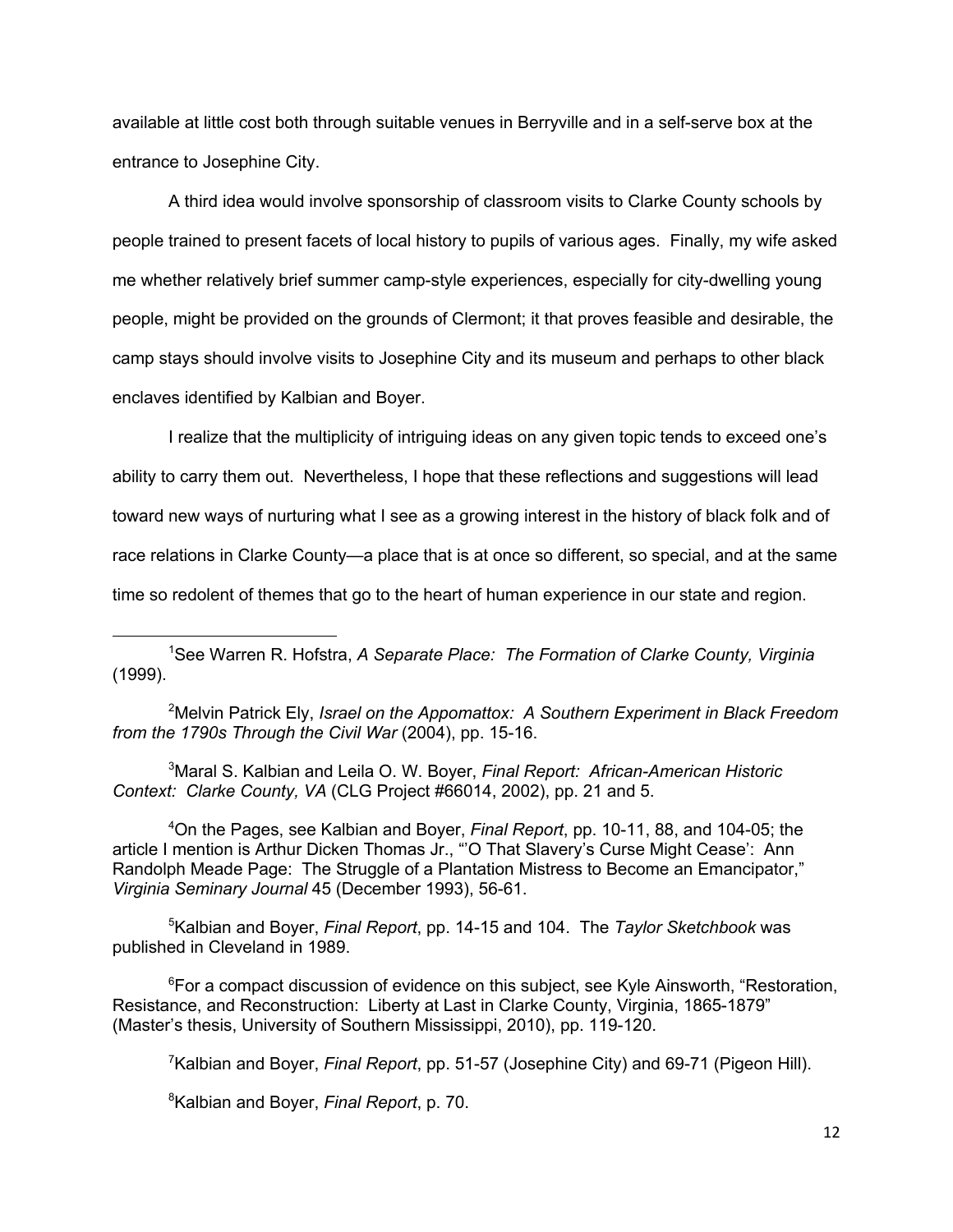available at little cost both through suitable venues in Berryville and in a self-serve box at the entrance to Josephine City.

A third idea would involve sponsorship of classroom visits to Clarke County schools by people trained to present facets of local history to pupils of various ages. Finally, my wife asked me whether relatively brief summer camp-style experiences, especially for city-dwelling young people, might be provided on the grounds of Clermont; it that proves feasible and desirable, the camp stays should involve visits to Josephine City and its museum and perhaps to other black enclaves identified by Kalbian and Boyer.

I realize that the multiplicity of intriguing ideas on any given topic tends to exceed one's ability to carry them out. Nevertheless, I hope that these reflections and suggestions will lead toward new ways of nurturing what I see as a growing interest in the history of black folk and of race relations in Clarke County—a place that is at once so different, so special, and at the same time so redolent of themes that go to the heart of human experience in our state and region.

---

[1] See Warren R. Hofstra, *A Separate Place: The Formation of Clarke County, Virginia* (1999).

[2] Melvin Patrick Ely, *Israel on the Appomattox: A Southern Experiment in Black Freedom from the 1790s Through the Civil War* (2004), pp. 15-16.

[3] Maral S. Kalbian and Leila O. W. Boyer, *Final Report: African-American Historic Context: Clarke County, VA* (CLG Project #66014, 2002), pp. 21 and 5.

[4] On the Pages, see Kalbian and Boyer, *Final Report*, pp. 10-11, 88, and 104-05; the article I mention is Arthur Dicken Thomas Jr., "'O That Slavery's Curse Might Cease': Ann Randolph Meade Page: The Struggle of a Plantation Mistress to Become an Emancipator," *Virginia Seminary Journal* 45 (December 1993), 56-61.

[5] Kalbian and Boyer, *Final Report*, pp. 14-15 and 104. The *Taylor Sketchbook* was published in Cleveland in 1989.

[6] For a compact discussion of evidence on this subject, see Kyle Ainsworth, "Restoration, Resistance, and Reconstruction: Liberty at Last in Clarke County, Virginia, 1865-1879" (Master's thesis, University of Southern Mississippi, 2010), pp. 119-120.

[7] Kalbian and Boyer, *Final Report*, pp. 51-57 (Josephine City) and 69-71 (Pigeon Hill).

[8] Kalbian and Boyer, *Final Report*, p. 70.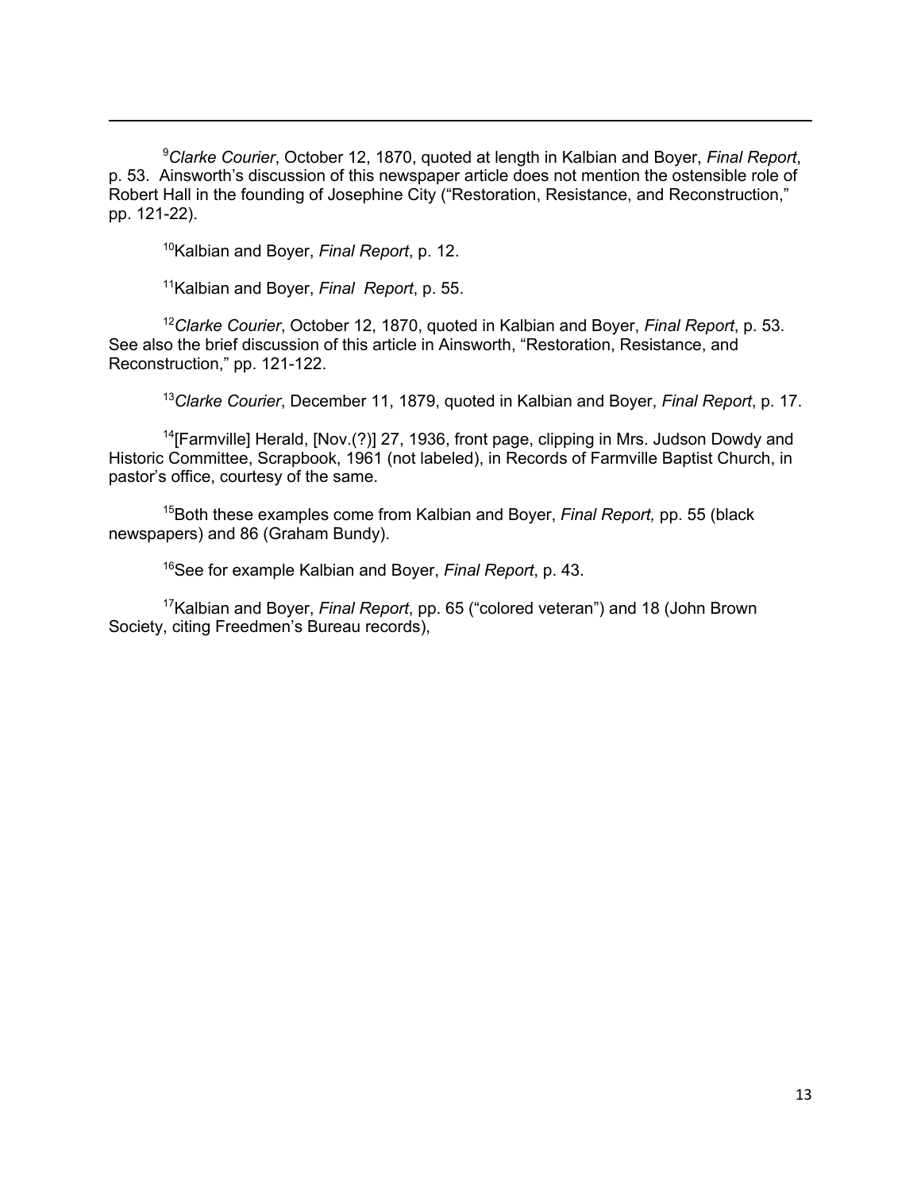[9]*Clarke Courier*, October 12, 1870, quoted at length in Kalbian and Boyer, *Final Report*, p. 53. Ainsworth's discussion of this newspaper article does not mention the ostensible role of Robert Hall in the founding of Josephine City ("Restoration, Resistance, and Reconstruction," pp. 121-22).

[10]Kalbian and Boyer, *Final Report*, p. 12.

[11]Kalbian and Boyer, *Final Report*, p. 55.

[12]*Clarke Courier*, October 12, 1870, quoted in Kalbian and Boyer, *Final Report*, p. 53. See also the brief discussion of this article in Ainsworth, "Restoration, Resistance, and Reconstruction," pp. 121-122.

[13]*Clarke Courier*, December 11, 1879, quoted in Kalbian and Boyer, *Final Report*, p. 17.

[14][Farmville] Herald, [Nov.(?)] 27, 1936, front page, clipping in Mrs. Judson Dowdy and Historic Committee, Scrapbook, 1961 (not labeled), in Records of Farmville Baptist Church, in pastor's office, courtesy of the same.

[15]Both these examples come from Kalbian and Boyer, *Final Report,* pp. 55 (black newspapers) and 86 (Graham Bundy).

[16]See for example Kalbian and Boyer, *Final Report*, p. 43.

[17]Kalbian and Boyer, *Final Report*, pp. 65 ("colored veteran") and 18 (John Brown Society, citing Freedmen's Bureau records),